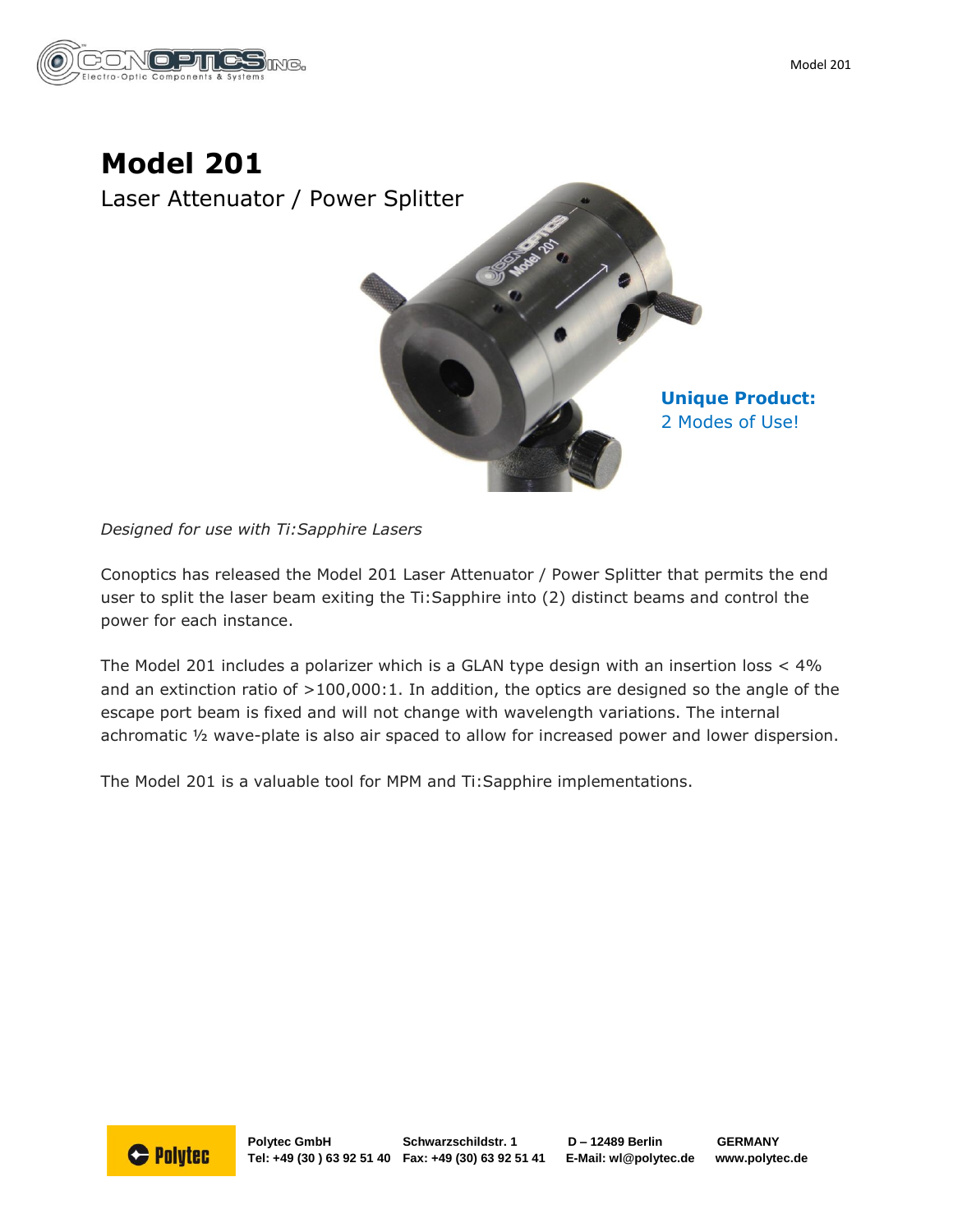# Model 201

Laser Attenuator / Power Splitter

**Unique Product:**
2 Modes of Use!

*Designed for use with Ti:Sapphire Lasers*

Conoptics has released the Model 201 Laser Attenuator / Power Splitter that permits the end user to split the laser beam exiting the Ti:Sapphire into (2) distinct beams and control the power for each instance.

The Model 201 includes a polarizer which is a GLAN type design with an insertion loss < 4% and an extinction ratio of >100,000:1. In addition, the optics are designed so the angle of the escape port beam is fixed and will not change with wavelength variations. The internal achromatic ½ wave-plate is also air spaced to allow for increased power and lower dispersion.

The Model 201 is a valuable tool for MPM and Ti:Sapphire implementations.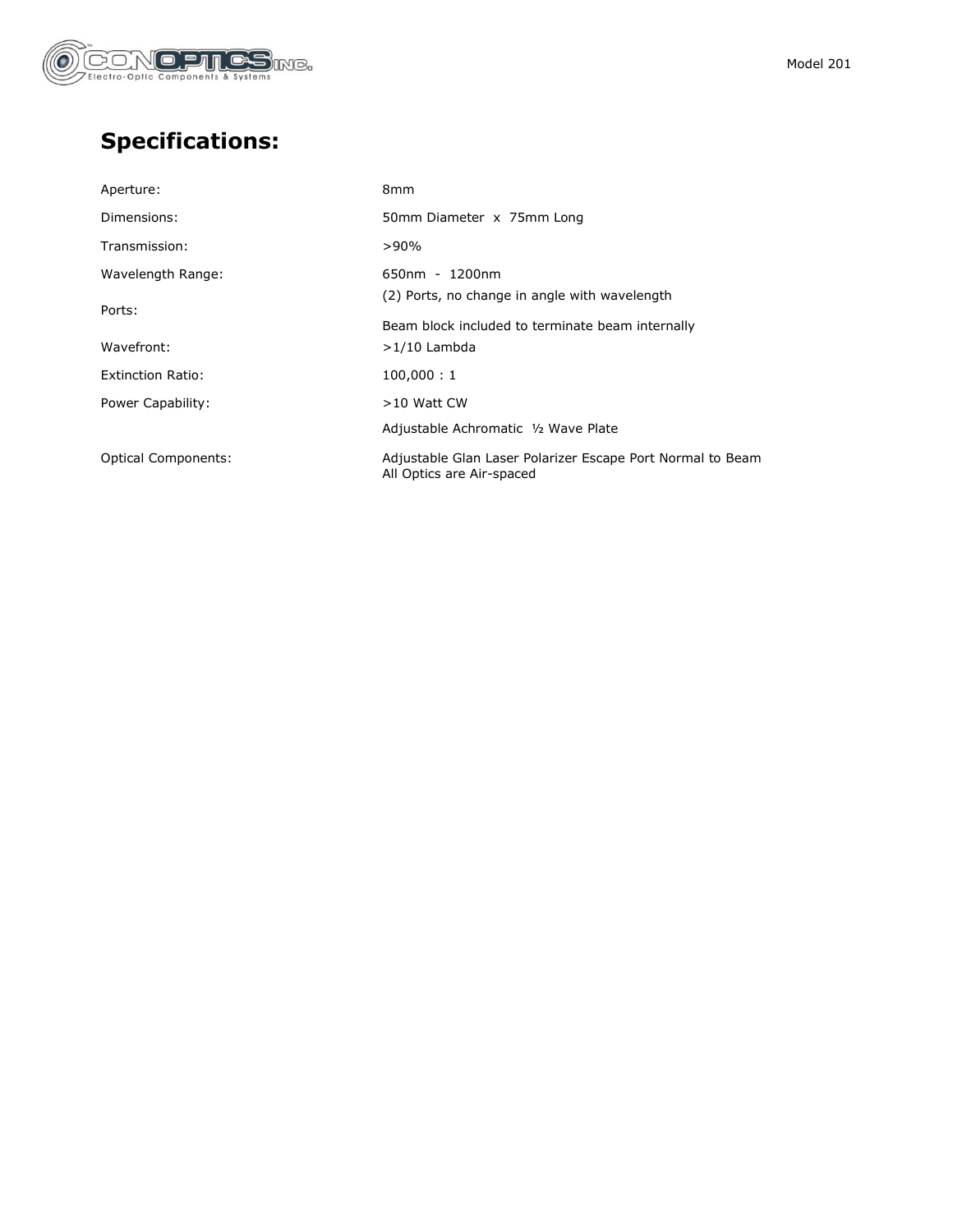## Specifications:

| | |
|---|---|
| Aperture: | 8mm |
| Dimensions: | 50mm Diameter x 75mm Long |
| Transmission: | >90% |
| Wavelength Range: | 650nm - 1200nm |
| Ports: | (2) Ports, no change in angle with wavelength<br>Beam block included to terminate beam internally |
| Wavefront: | >1/10 Lambda |
| Extinction Ratio: | 100,000 : 1 |
| Power Capability: | >10 Watt CW |
| Optical Components: | Adjustable Achromatic ½ Wave Plate<br>Adjustable Glan Laser Polarizer Escape Port Normal to Beam<br>All Optics are Air-spaced |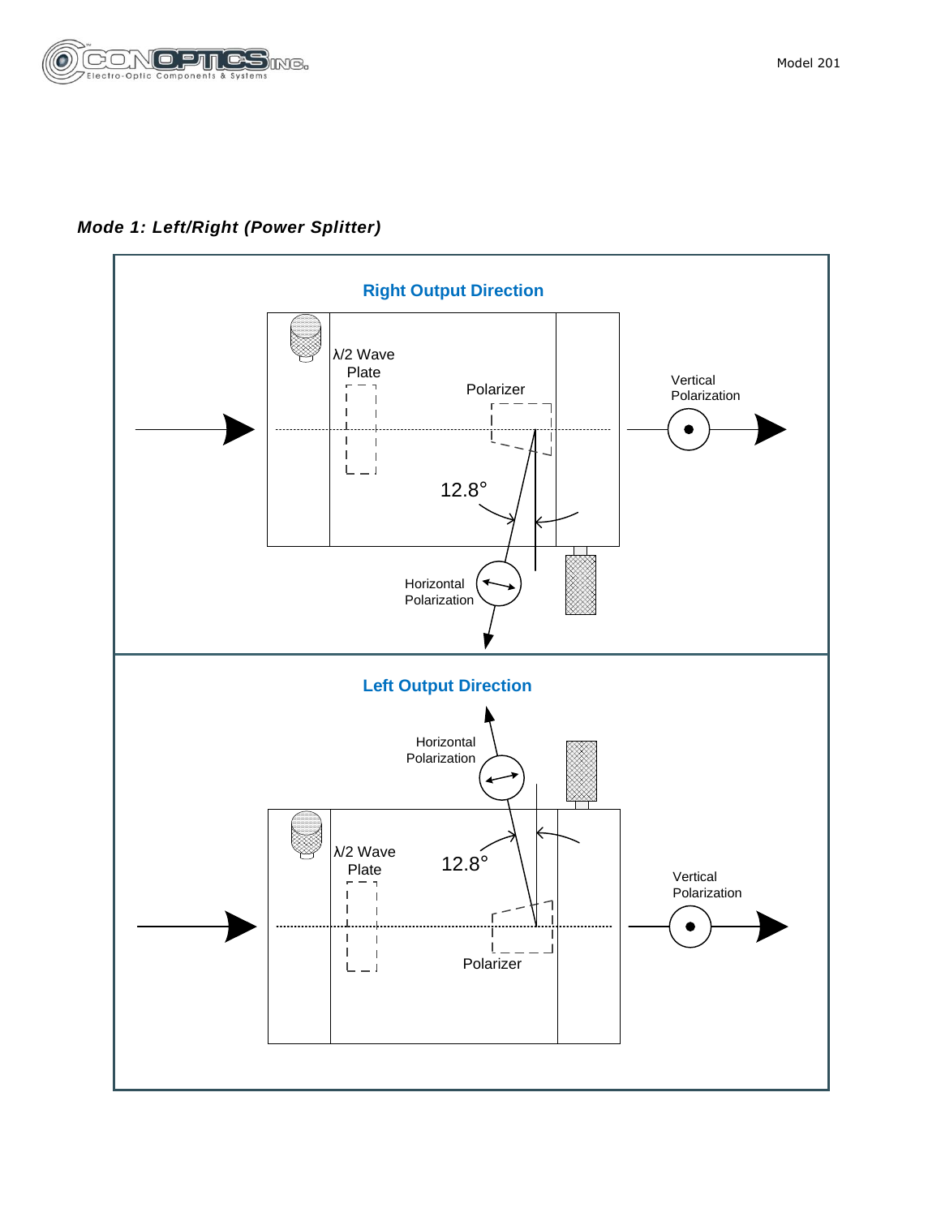### *Mode 1: Left/Right (Power Splitter)*

**Right Output Direction**

λ/2 Wave Plate

Polarizer

Vertical Polarization

12.8°

Horizontal Polarization

**Left Output Direction**

Horizontal Polarization

λ/2 Wave Plate

12.8°

Vertical Polarization

Polarizer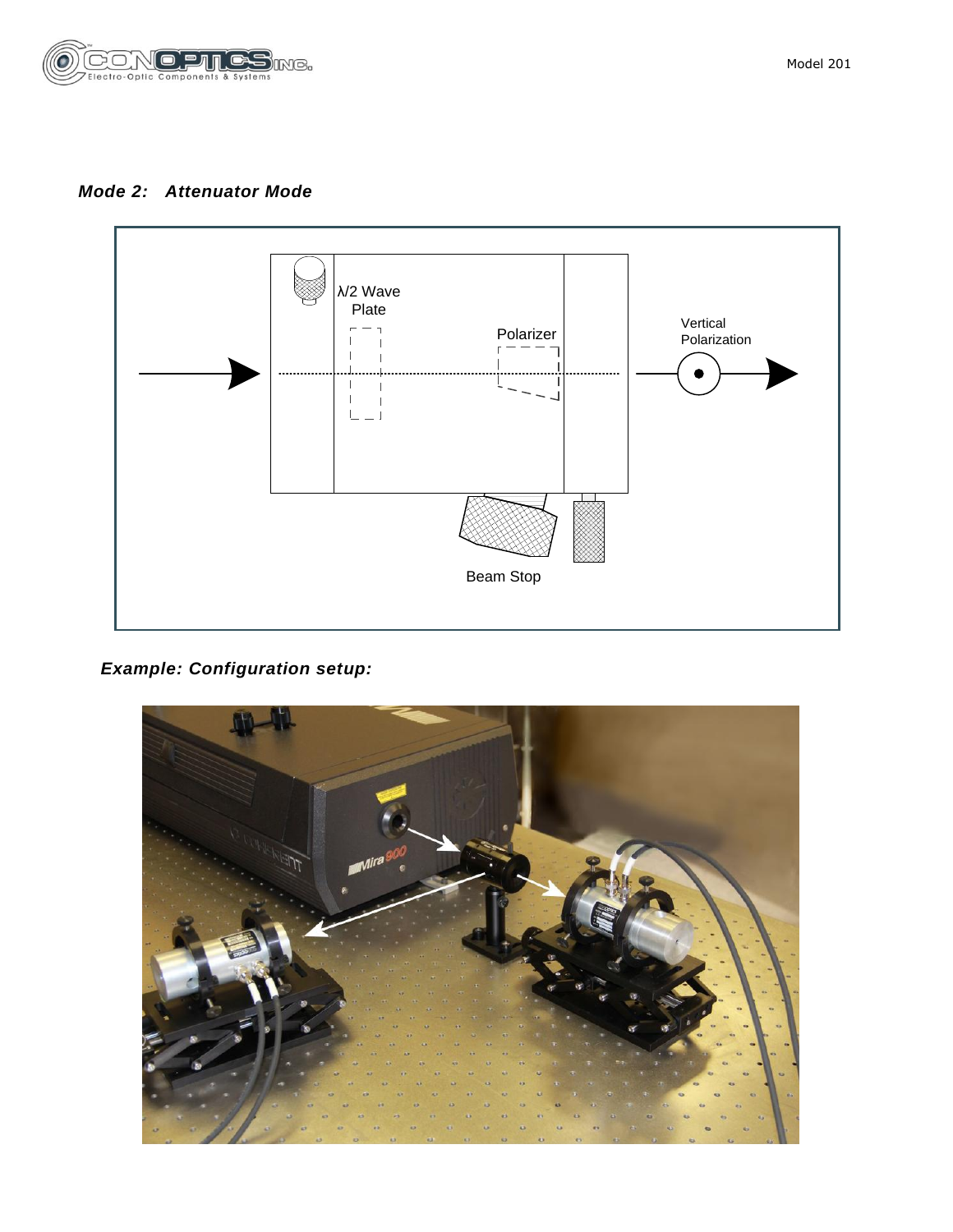### *Mode 2: Attenuator Mode*

λ/2 Wave Plate

Polarizer

Vertical Polarization

Beam Stop

### *Example: Configuration setup:*